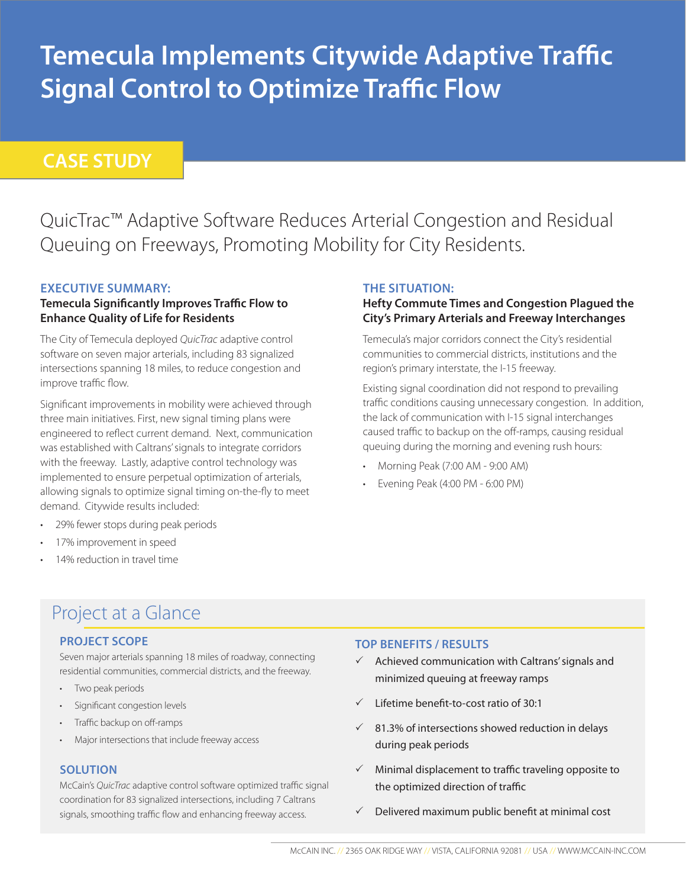# Temecula Implements Citywide Adaptive Traffic Signal Control to Optimize Traffic Flow

## CASE STUDY

QuicTrac™ Adaptive Software Reduces Arterial Congestion and Residual Queuing on Freeways, Promoting Mobility for City Residents.

### EXECUTIVE SUMMARY:

**Temecula Significantly Improves Traffic Flow to Enhance Quality of Life for Residents**

The City of Temecula deployed *QuicTrac* adaptive control software on seven major arterials, including 83 signalized intersections spanning 18 miles, to reduce congestion and improve traffic flow.

Significant improvements in mobility were achieved through three main initiatives. First, new signal timing plans were engineered to reflect current demand. Next, communication was established with Caltrans' signals to integrate corridors with the freeway. Lastly, adaptive control technology was implemented to ensure perpetual optimization of arterials, allowing signals to optimize signal timing on-the-fly to meet demand. Citywide results included:

- 29% fewer stops during peak periods
- 17% improvement in speed
- 14% reduction in travel time

### THE SITUATION:

**Hefty Commute Times and Congestion Plagued the City's Primary Arterials and Freeway Interchanges**

Temecula's major corridors connect the City's residential communities to commercial districts, institutions and the region's primary interstate, the I-15 freeway.

Existing signal coordination did not respond to prevailing traffic conditions causing unnecessary congestion. In addition, the lack of communication with I-15 signal interchanges caused traffic to backup on the off-ramps, causing residual queuing during the morning and evening rush hours:

- Morning Peak (7:00 AM - 9:00 AM)
- Evening Peak (4:00 PM - 6:00 PM)

## Project at a Glance

### PROJECT SCOPE

Seven major arterials spanning 18 miles of roadway, connecting residential communities, commercial districts, and the freeway.

- Two peak periods
- Significant congestion levels
- Traffic backup on off-ramps
- Major intersections that include freeway access

### SOLUTION

McCain's *QuicTrac* adaptive control software optimized traffic signal coordination for 83 signalized intersections, including 7 Caltrans signals, smoothing traffic flow and enhancing freeway access.

### TOP BENEFITS / RESULTS

- ✓ Achieved communication with Caltrans' signals and minimized queuing at freeway ramps
- ✓ Lifetime benefit-to-cost ratio of 30:1
- ✓ 81.3% of intersections showed reduction in delays during peak periods
- ✓ Minimal displacement to traffic traveling opposite to the optimized direction of traffic
- ✓ Delivered maximum public benefit at minimal cost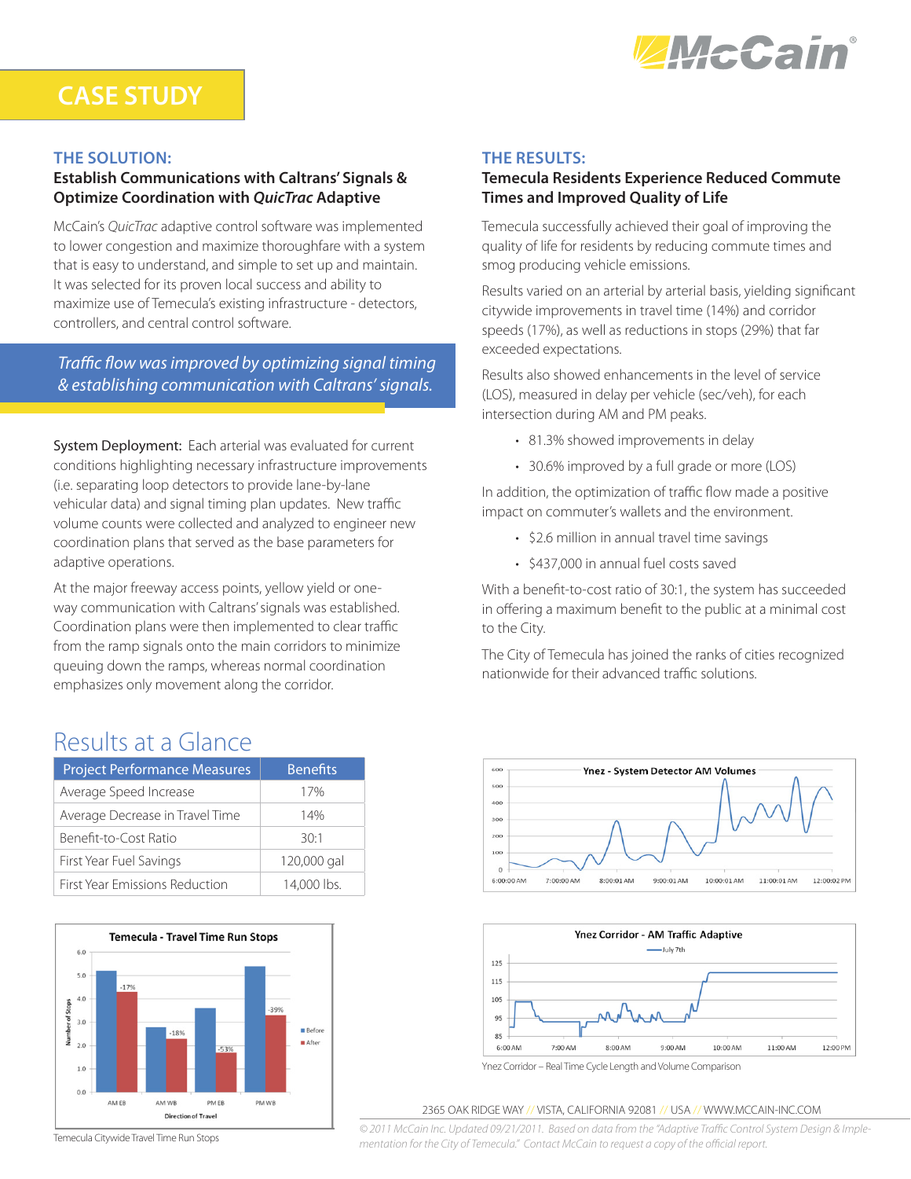# CASE STUDY

## THE SOLUTION:

### Establish Communications with Caltrans' Signals & Optimize Coordination with *QuicTrac* Adaptive

McCain's *QuicTrac* adaptive control software was implemented to lower congestion and maximize thoroughfare with a system that is easy to understand, and simple to set up and maintain. It was selected for its proven local success and ability to maximize use of Temecula's existing infrastructure - detectors, controllers, and central control software.

*Traffic flow was improved by optimizing signal timing & establishing communication with Caltrans' signals.*

System Deployment: Each arterial was evaluated for current conditions highlighting necessary infrastructure improvements (i.e. separating loop detectors to provide lane-by-lane vehicular data) and signal timing plan updates. New traffic volume counts were collected and analyzed to engineer new coordination plans that served as the base parameters for adaptive operations.

At the major freeway access points, yellow yield or one-way communication with Caltrans' signals was established. Coordination plans were then implemented to clear traffic from the ramp signals onto the main corridors to minimize queuing down the ramps, whereas normal coordination emphasizes only movement along the corridor.

## THE RESULTS:

### Temecula Residents Experience Reduced Commute Times and Improved Quality of Life

Temecula successfully achieved their goal of improving the quality of life for residents by reducing commute times and smog producing vehicle emissions.

Results varied on an arterial by arterial basis, yielding significant citywide improvements in travel time (14%) and corridor speeds (17%), as well as reductions in stops (29%) that far exceeded expectations.

Results also showed enhancements in the level of service (LOS), measured in delay per vehicle (sec/veh), for each intersection during AM and PM peaks.

- 81.3% showed improvements in delay
- 30.6% improved by a full grade or more (LOS)

In addition, the optimization of traffic flow made a positive impact on commuter's wallets and the environment.

- $2.6 million in annual travel time savings
- $437,000 in annual fuel costs saved

With a benefit-to-cost ratio of 30:1, the system has succeeded in offering a maximum benefit to the public at a minimal cost to the City.

The City of Temecula has joined the ranks of cities recognized nationwide for their advanced traffic solutions.

## Results at a Glance

| Project Performance Measures | Benefits |
|---|---|
| Average Speed Increase | 17% |
| Average Decrease in Travel Time | 14% |
| Benefit-to-Cost Ratio | 30:1 |
| First Year Fuel Savings | 120,000 gal |
| First Year Emissions Reduction | 14,000 lbs. |

Temecula - Travel Time Run Stops

Number of Stops

6.0
5.0
4.0
3.0
2.0
1.0
0.0

-17%
-18%
-53%
-39%

Before
After

AM EB
AM WB
PM EB
PM WB

Direction of Travel

Temecula Citywide Travel Time Run Stops

Ynez - System Detector AM Volumes

600
500
400
300
200
100
0

6:00:00 AM
7:00:00 AM
8:00:01 AM
9:00:01 AM
10:00:01 AM
11:00:01 AM
12:00:02 PM

Ynez Corridor - AM Traffic Adaptive

July 7th

125
115
105
95
85

6:00 AM
7:00 AM
8:00 AM
9:00 AM
10:00 AM
11:00 AM
12:00 PM

Ynez Corridor – Real Time Cycle Length and Volume Comparison

2365 OAK RIDGE WAY // VISTA, CALIFORNIA 92081 // USA // WWW.MCCAIN-INC.COM

*© 2011 McCain Inc. Updated 09/21/2011. Based on data from the "Adaptive Traffic Control System Design & Implementation for the City of Temecula." Contact McCain to request a copy of the official report.*